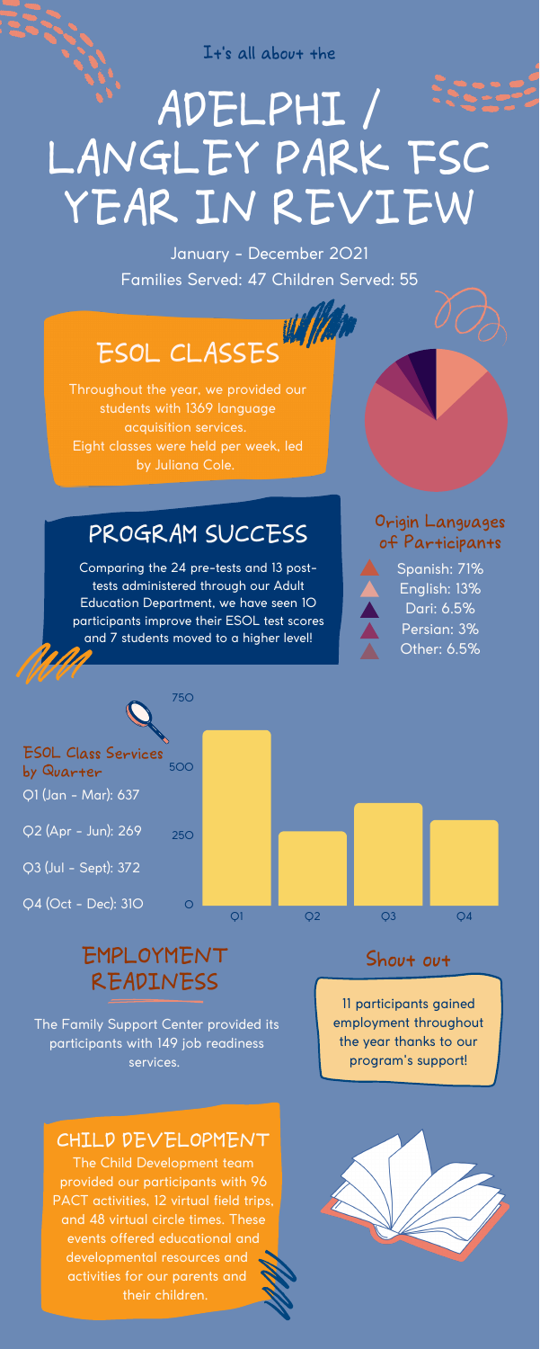It's all about the

# ADELPHI / LANGLEY PARK FSC YEAR IN REVIEW

January - December 2021

Families Served: 47 Children Served: 55

## ESOL CLASSES

Throughout the year, we provided our students with 1369 language acquisition services.

Eight classes were held per week, led by Juliana Cole.

### Origin Languages of Participants

- Spanish: 71%
- English: 13%
- Dari: 6.5%
- Persian: 3%
- Other: 6.5%

## PROGRAM SUCCESS

Comparing the 24 pre-tests and 13 post-tests administered through our Adult Education Department, we have seen 10 participants improve their ESOL test scores and 7 students moved to a higher level!

### ESOL Class Services by Quarter

- Q1 (Jan - Mar): 637
- Q2 (Apr - Jun): 269
- Q3 (Jul - Sept): 372
- Q4 (Oct - Dec): 310

## EMPLOYMENT READINESS

The Family Support Center provided its participants with 149 job readiness services.

### Shout out

11 participants gained employment throughout the year thanks to our program's support!

## CHILD DEVELOPMENT

The Child Development team provided our participants with 96 PACT activities, 12 virtual field trips, and 48 virtual circle times. These events offered educational and developmental resources and activities for our parents and their children.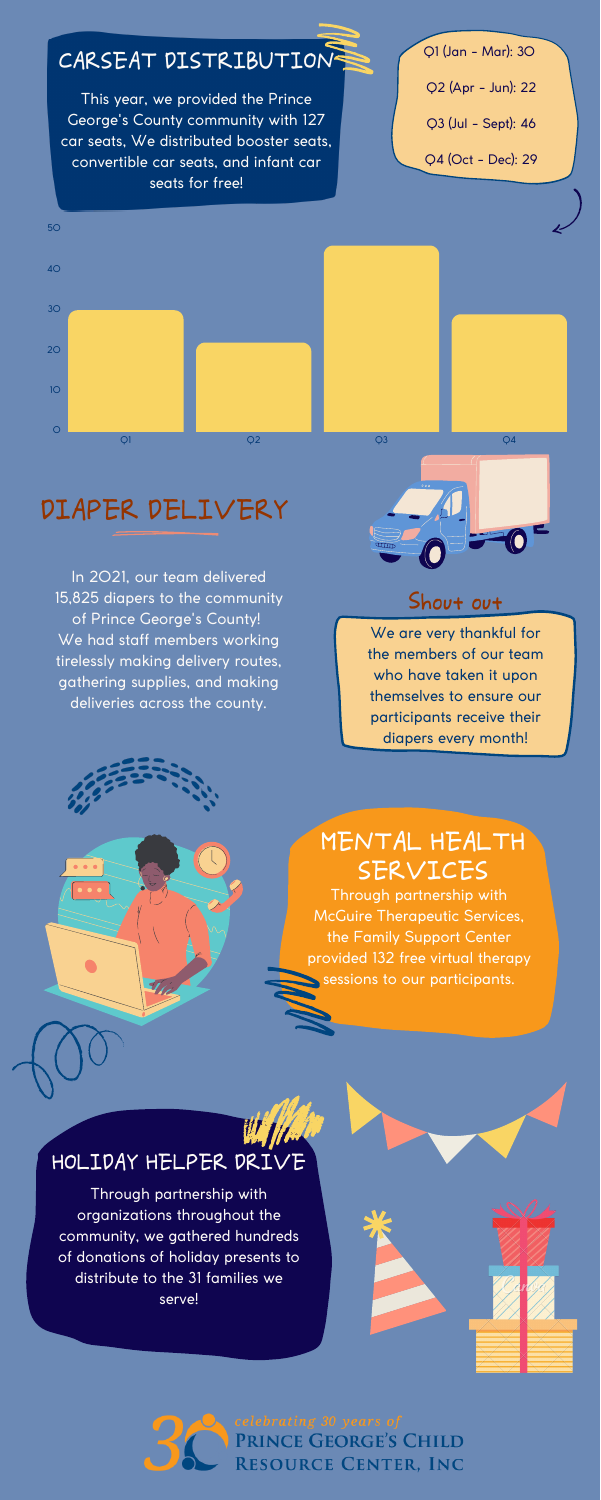## CARSEAT DISTRIBUTION

This year, we provided the Prince George's County community with 127 car seats, We distributed booster seats, convertible car seats, and infant car seats for free!

Q1 (Jan - Mar): 30

Q2 (Apr - Jun): 22

Q3 (Jul - Sept): 46

Q4 (Oct - Dec): 29

50
40
30
20
10
0
Q1 Q2 Q3 Q4

## DIAPER DELIVERY

In 2021, our team delivered 15,825 diapers to the community of Prince George's County! We had staff members working tirelessly making delivery routes, gathering supplies, and making deliveries across the county.

### Shout out

We are very thankful for the members of our team who have taken it upon themselves to ensure our participants receive their diapers every month!

## MENTAL HEALTH SERVICES

Through partnership with McGuire Therapeutic Services, the Family Support Center provided 132 free virtual therapy sessions to our participants.

## HOLIDAY HELPER DRIVE

Through partnership with organizations throughout the community, we gathered hundreds of donations of holiday presents to distribute to the 31 families we serve!

*celebrating 30 years of*
**PRINCE GEORGE'S CHILD RESOURCE CENTER, INC**